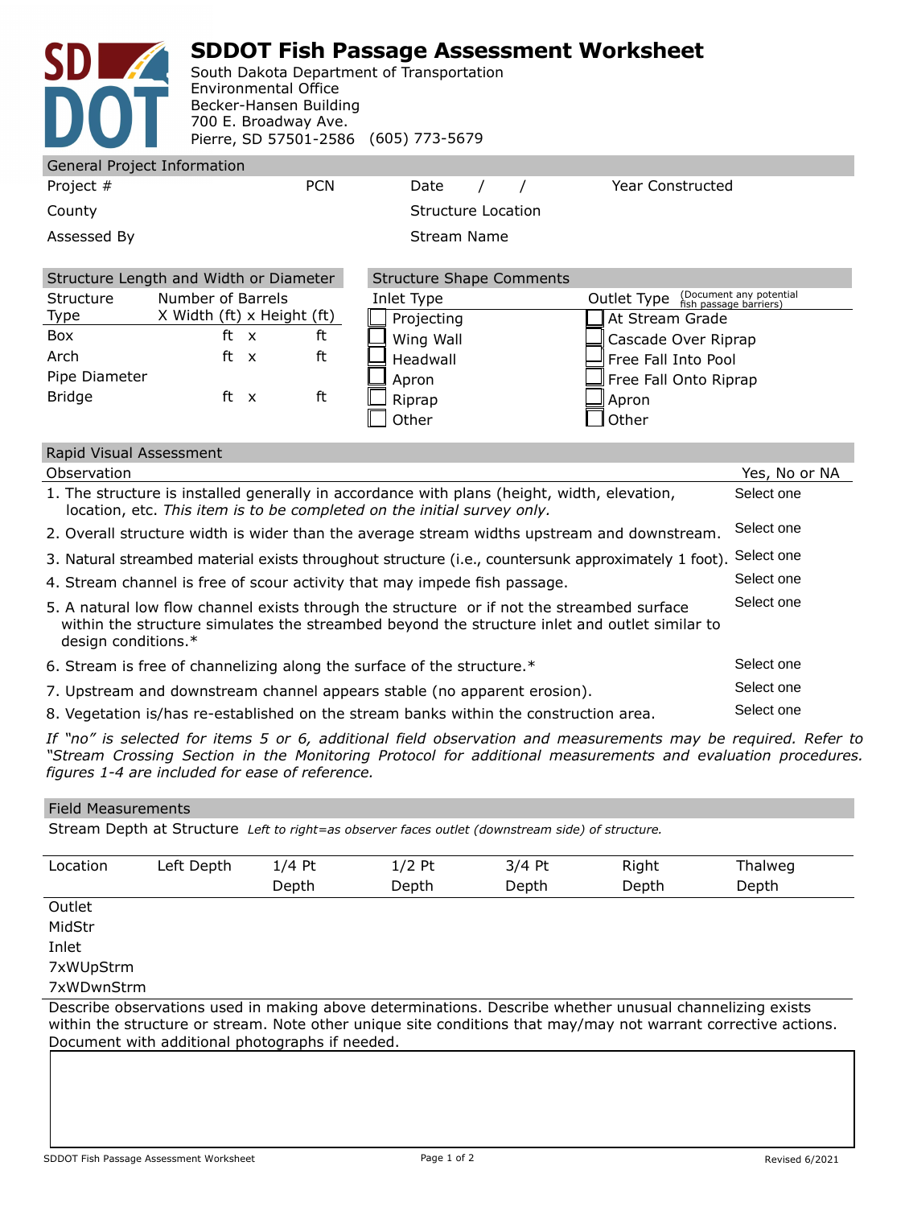# SDDOT Fish Passage Assessment Worksheet

South Dakota Department of Transportation
Environmental Office
Becker-Hansen Building
700 E. Broadway Ave.
Pierre, SD 57501-2586 (605) 773-5679

## General Project Information

| | | | |
|---|---|---|---|
| Project # | PCN | Date / / | Year Constructed |
| County | | Structure Location | |
| Assessed By | | Stream Name | |

## Structure Length and Width or Diameter

| Structure Type | Number of Barrels | X Width (ft) x Height (ft) |
|---|---|---|
| Box | | ft x ft |
| Arch | | ft x ft |
| Pipe Diameter | | |
| Bridge | | ft x ft |

## Structure Shape Comments

| Inlet Type | Outlet Type (Document any potential fish passage barriers) |
|---|---|
| Projecting | ☐ At Stream Grade |
| ☐ Wing Wall | ☐ Cascade Over Riprap |
| ☐ Headwall | ☐ Free Fall Into Pool |
| ☐ Apron | ☐ Free Fall Onto Riprap |
| ☐ Riprap | ☐ Apron |
| ☐ Other | ☐ Other |

## Rapid Visual Assessment

| Observation | Yes, No or NA |
|---|---|
| 1. The structure is installed generally in accordance with plans (height, width, elevation, location, etc. *This item is to be completed on the initial survey only.* | Select one |
| 2. Overall structure width is wider than the average stream widths upstream and downstream. | Select one |
| 3. Natural streambed material exists throughout structure (i.e., countersunk approximately 1 foot). | Select one |
| 4. Stream channel is free of scour activity that may impede fish passage. | Select one |
| 5. A natural low flow channel exists through the structure or if not the streambed surface within the structure simulates the streambed beyond the structure inlet and outlet similar to design conditions.* | Select one |
| 6. Stream is free of channelizing along the surface of the structure.* | Select one |
| 7. Upstream and downstream channel appears stable (no apparent erosion). | Select one |
| 8. Vegetation is/has re-established on the stream banks within the construction area. | Select one |

*If "no" is selected for items 5 or 6, additional field observation and measurements may be required. Refer to "Stream Crossing Section in the Monitoring Protocol for additional measurements and evaluation procedures. figures 1-4 are included for ease of reference.*

## Field Measurements

Stream Depth at Structure *Left to right=as observer faces outlet (downstream side) of structure.*

| Location | Left Depth | 1/4 Pt Depth | 1/2 Pt Depth | 3/4 Pt Depth | Right Depth | Thalweg Depth |
|---|---|---|---|---|---|---|
| Outlet | | | | | | |
| MidStr | | | | | | |
| Inlet | | | | | | |
| 7xWUpStrm | | | | | | |
| 7xWDwnStrm | | | | | | |

Describe observations used in making above determinations. Describe whether unusual channelizing exists within the structure or stream. Note other unique site conditions that may/may not warrant corrective actions. Document with additional photographs if needed.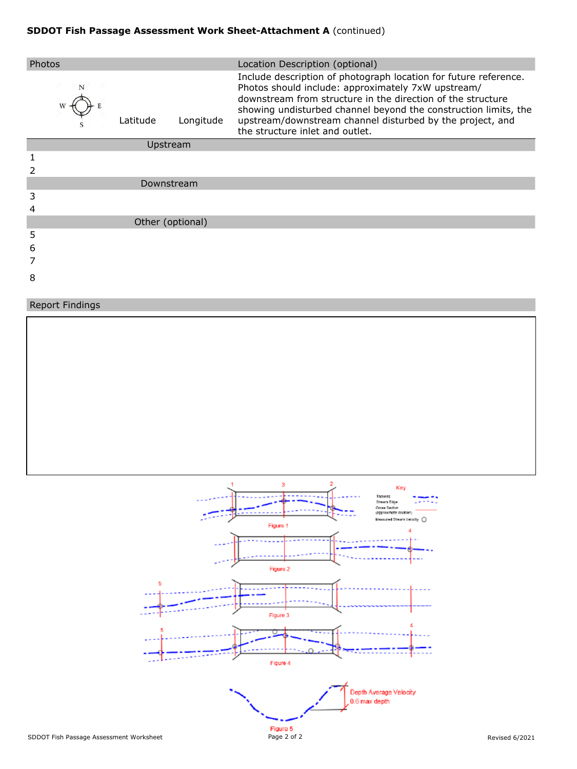**SDDOT Fish Passage Assessment Work Sheet-Attachment A** (continued)

| Photos | | | Location Description (optional) |
|---|---|---|---|
| N / W / E / S | Latitude | Longitude | Include description of photograph location for future reference. Photos should include: approximately 7xW upstream/ downstream from structure in the direction of the structure showing undisturbed channel beyond the construction limits, the upstream/downstream channel disturbed by the project, and the structure inlet and outlet. |
| **Upstream** | | | |
| 1 | | | |
| 2 | | | |
| **Downstream** | | | |
| 3 | | | |
| 4 | | | |
| **Other (optional)** | | | |
| 5 | | | |
| 6 | | | |
| 7 | | | |
| 8 | | | |

## Report Findings

Key

Thalweg

Stream Edge

Cross Section (approximate location)

Measured Stream Velocity

1 3 2

Figure 1

4

Figure 2

5

Figure 3

5 4

Figure 4

Depth Average Velocity

0.6 max depth

Figure 5